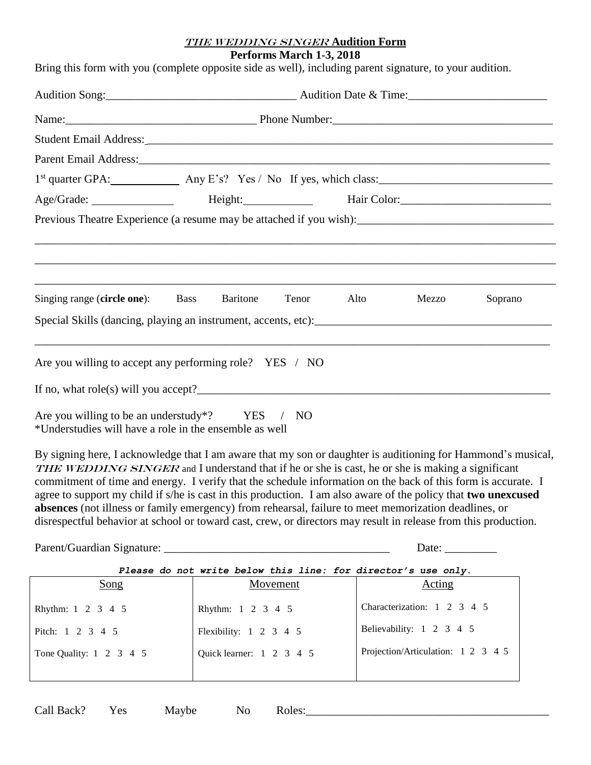# *THE WEDDING SINGER* Audition Form

**Performs March 1-3, 2018**

Bring this form with you (complete opposite side as well), including parent signature, to your audition.

Audition Song:________________________________ Audition Date & Time:_______________________

Name:________________________________ Phone Number:____________________________________

Student Email Address:___________________________________________________________________________

Parent Email Address:____________________________________________________________________________

1st quarter GPA:____________ Any E's? Yes / No If yes, which class:_____________________________

Age/Grade: ______________ Height:___________ Hair Color:_________________________

Previous Theatre Experience (a resume may be attached if you wish):_________________________________

_____________________________________________________________________________________________

_____________________________________________________________________________________________

_____________________________________________________________________________________________

Singing range (**circle one**): Bass Baritone Tenor Alto Mezzo Soprano

Special Skills (dancing, playing an instrument, accents, etc):_________________________________________

_____________________________________________________________________________________________

Are you willing to accept any performing role? YES / NO

If no, what role(s) will you accept?_____________________________________________________________

Are you willing to be an understudy*? YES / NO

*Understudies will have a role in the ensemble as well

By signing here, I acknowledge that I am aware that my son or daughter is auditioning for Hammond's musical, ***THE WEDDING SINGER*** and I understand that if he or she is cast, he or she is making a significant commitment of time and energy. I verify that the schedule information on the back of this form is accurate. I agree to support my child if s/he is cast in this production. I am also aware of the policy that **two unexcused absences** (not illness or family emergency) from rehearsal, failure to meet memorization deadlines, or disrespectful behavior at school or toward cast, crew, or directors may result in release from this production.

Parent/Guardian Signature: ______________________________________ Date: _________

***Please do not write below this line: for director's use only.***

| Song | Movement | Acting |
|---|---|---|
| Rhythm: 1 2 3 4 5 | Rhythm: 1 2 3 4 5 | Characterization: 1 2 3 4 5 |
| Pitch: 1 2 3 4 5 | Flexibility: 1 2 3 4 5 | Believability: 1 2 3 4 5 |
| Tone Quality: 1 2 3 4 5 | Quick learner: 1 2 3 4 5 | Projection/Articulation: 1 2 3 4 5 |

Call Back? Yes Maybe No Roles:_________________________________________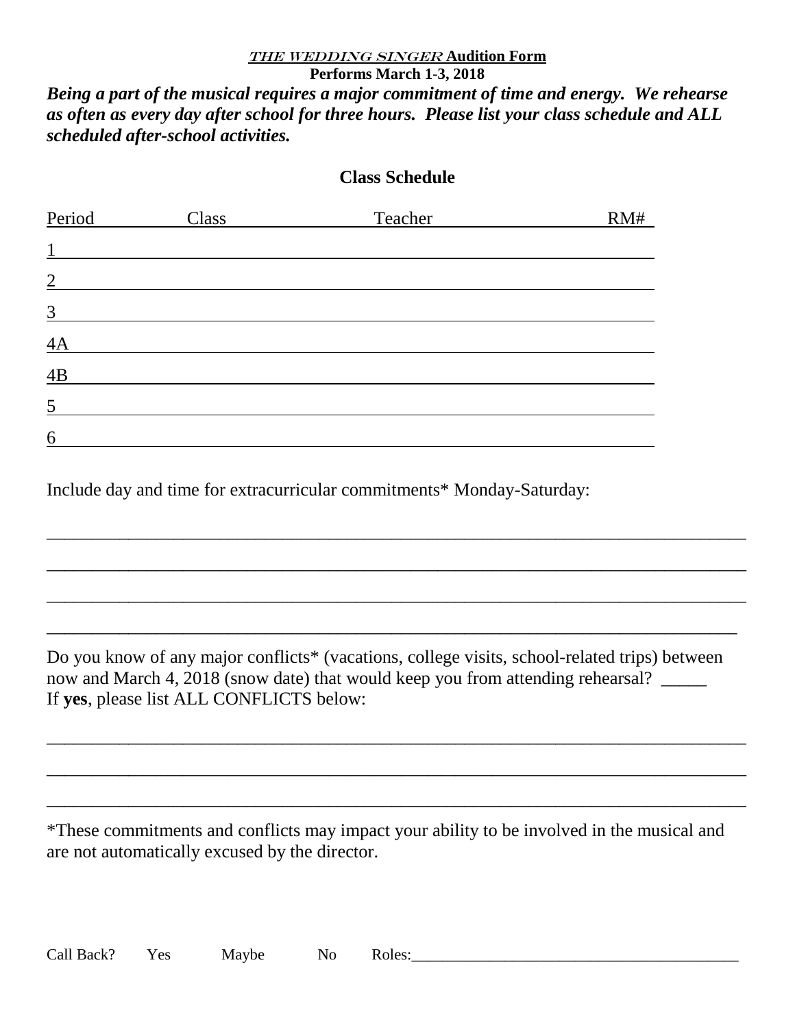*THE WEDDING SINGER* **Audition Form**

**Performs March 1-3, 2018**

***Being a part of the musical requires a major commitment of time and energy. We rehearse as often as every day after school for three hours. Please list your class schedule and ALL scheduled after-school activities.***

**Class Schedule**

| Period | Class | Teacher | RM# |
|---|---|---|---|
| 1 | | | |
| 2 | | | |
| 3 | | | |
| 4A | | | |
| 4B | | | |
| 5 | | | |
| 6 | | | |

Include day and time for extracurricular commitments* Monday-Saturday:

_______________________________________________________________________________

_______________________________________________________________________________

_______________________________________________________________________________

_______________________________________________________________________________

Do you know of any major conflicts* (vacations, college visits, school-related trips) between now and March 4, 2018 (snow date) that would keep you from attending rehearsal? _____
If **yes**, please list ALL CONFLICTS below:

_______________________________________________________________________________

_______________________________________________________________________________

_______________________________________________________________________________

*These commitments and conflicts may impact your ability to be involved in the musical and are not automatically excused by the director.

Call Back? Yes Maybe No Roles:_________________________________________